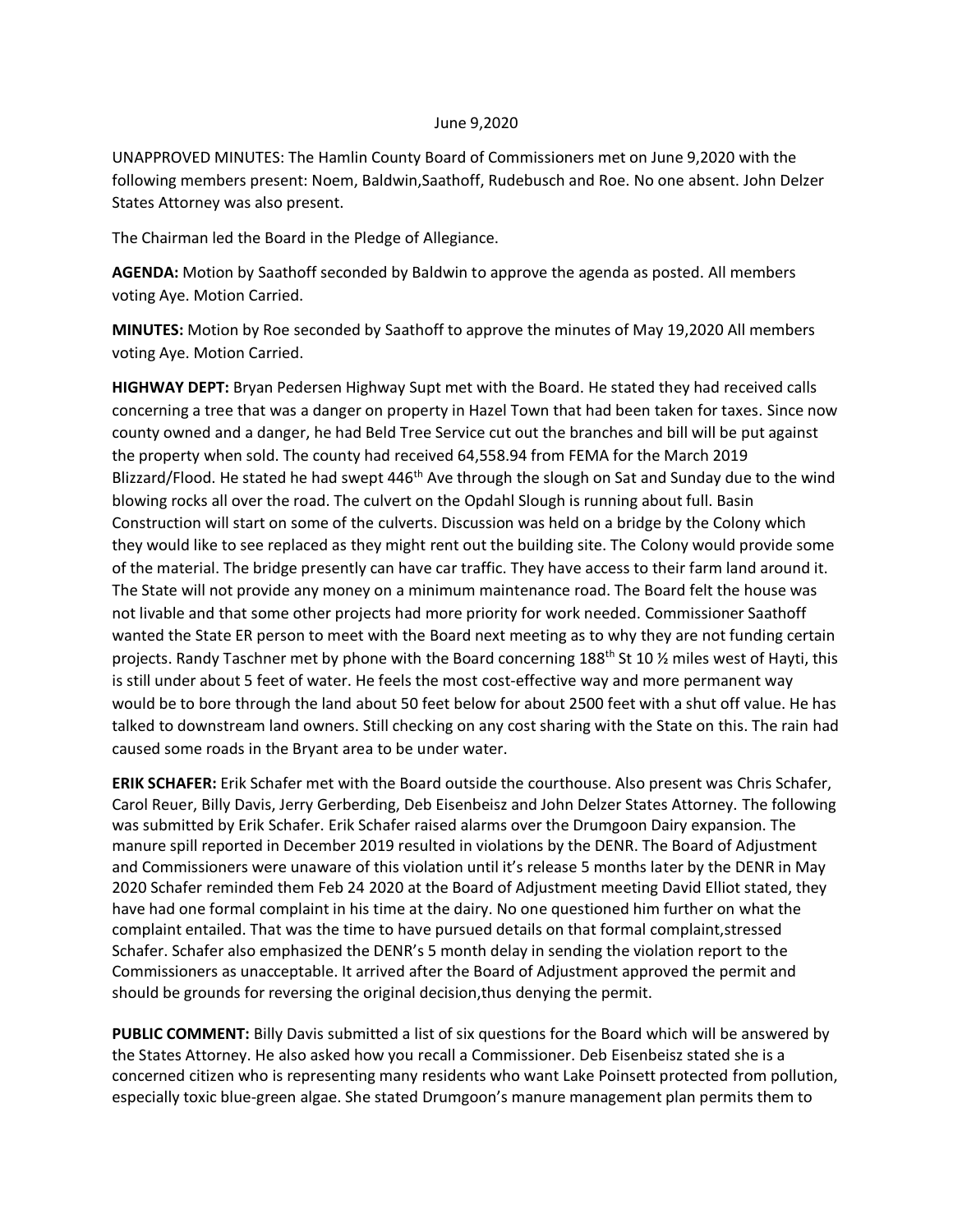June 9,2020

UNAPPROVED MINUTES: The Hamlin County Board of Commissioners met on June 9,2020 with the following members present: Noem, Baldwin,Saathoff, Rudebusch and Roe. No one absent. John Delzer States Attorney was also present.

The Chairman led the Board in the Pledge of Allegiance.

**AGENDA:** Motion by Saathoff seconded by Baldwin to approve the agenda as posted. All members voting Aye. Motion Carried.

**MINUTES:** Motion by Roe seconded by Saathoff to approve the minutes of May 19,2020 All members voting Aye. Motion Carried.

**HIGHWAY DEPT:** Bryan Pedersen Highway Supt met with the Board. He stated they had received calls concerning a tree that was a danger on property in Hazel Town that had been taken for taxes. Since now county owned and a danger, he had Beld Tree Service cut out the branches and bill will be put against the property when sold. The county had received 64,558.94 from FEMA for the March 2019 Blizzard/Flood. He stated he had swept 446th Ave through the slough on Sat and Sunday due to the wind blowing rocks all over the road. The culvert on the Opdahl Slough is running about full. Basin Construction will start on some of the culverts. Discussion was held on a bridge by the Colony which they would like to see replaced as they might rent out the building site. The Colony would provide some of the material. The bridge presently can have car traffic. They have access to their farm land around it. The State will not provide any money on a minimum maintenance road. The Board felt the house was not livable and that some other projects had more priority for work needed. Commissioner Saathoff wanted the State ER person to meet with the Board next meeting as to why they are not funding certain projects. Randy Taschner met by phone with the Board concerning 188th St 10 ½ miles west of Hayti, this is still under about 5 feet of water. He feels the most cost-effective way and more permanent way would be to bore through the land about 50 feet below for about 2500 feet with a shut off value. He has talked to downstream land owners. Still checking on any cost sharing with the State on this. The rain had caused some roads in the Bryant area to be under water.

**ERIK SCHAFER:** Erik Schafer met with the Board outside the courthouse. Also present was Chris Schafer, Carol Reuer, Billy Davis, Jerry Gerberding, Deb Eisenbeisz and John Delzer States Attorney. The following was submitted by Erik Schafer. Erik Schafer raised alarms over the Drumgoon Dairy expansion. The manure spill reported in December 2019 resulted in violations by the DENR. The Board of Adjustment and Commissioners were unaware of this violation until it's release 5 months later by the DENR in May 2020 Schafer reminded them Feb 24 2020 at the Board of Adjustment meeting David Elliot stated, they have have had one formal complaint in his time at the dairy. No one questioned him further on what the complaint entailed. That was the time to have pursued details on that formal complaint,stressed Schafer. Schafer also emphasized the DENR's 5 month delay in sending the violation report to the Commissioners as unacceptable. It arrived after the Board of Adjustment approved the permit and should be grounds for reversing the original decision,thus denying the permit.

**PUBLIC COMMENT:** Billy Davis submitted a list of six questions for the Board which will be answered by the States Attorney. He also asked how you recall a Commissioner. Deb Eisenbeisz stated she is a concerned citizen who is representing many residents who want Lake Poinsett protected from pollution, especially toxic blue-green algae. She stated Drumgoon's manure management plan permits them to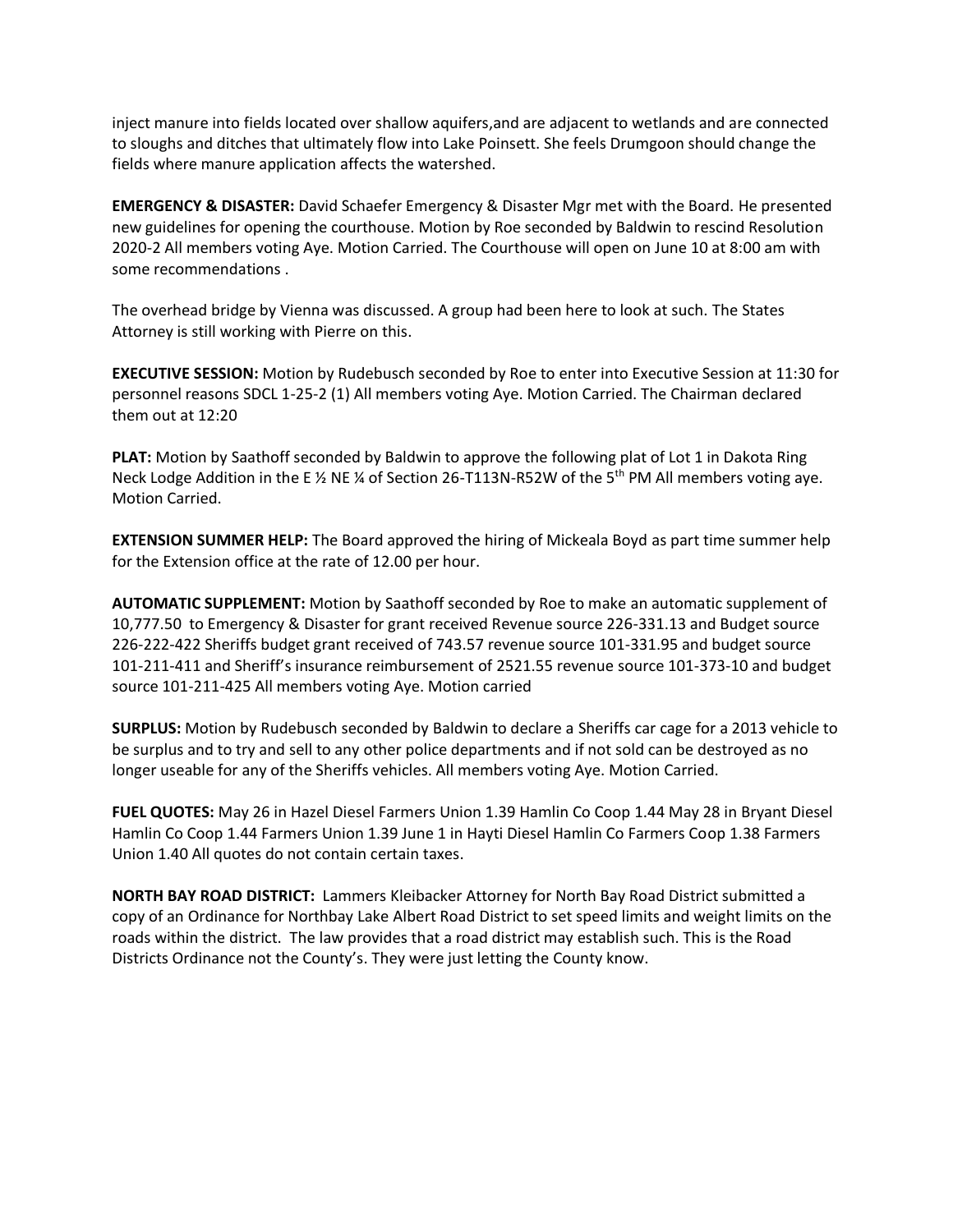inject manure into fields located over shallow aquifers,and are adjacent to wetlands and are connected to sloughs and ditches that ultimately flow into Lake Poinsett. She feels Drumgoon should change the fields where manure application affects the watershed.

**EMERGENCY & DISASTER:** David Schaefer Emergency & Disaster Mgr met with the Board. He presented new guidelines for opening the courthouse. Motion by Roe seconded by Baldwin to rescind Resolution 2020-2 All members voting Aye. Motion Carried. The Courthouse will open on June 10 at 8:00 am with some recommendations .

The overhead bridge by Vienna was discussed. A group had been here to look at such. The States Attorney is still working with Pierre on this.

**EXECUTIVE SESSION:** Motion by Rudebusch seconded by Roe to enter into Executive Session at 11:30 for personnel reasons SDCL 1-25-2 (1) All members voting Aye. Motion Carried. The Chairman declared them out at 12:20

**PLAT:** Motion by Saathoff seconded by Baldwin to approve the following plat of Lot 1 in Dakota Ring Neck Lodge Addition in the E ½ NE ¼ of Section 26-T113N-R52W of the 5th PM All members voting aye. Motion Carried.

**EXTENSION SUMMER HELP:** The Board approved the hiring of Mickeala Boyd as part time summer help for the Extension office at the rate of 12.00 per hour.

**AUTOMATIC SUPPLEMENT:** Motion by Saathoff seconded by Roe to make an automatic supplement of 10,777.50 to Emergency & Disaster for grant received Revenue source 226-331.13 and Budget source 226-222-422 Sheriffs budget grant received of 743.57 revenue source 101-331.95 and budget source 101-211-411 and Sheriff's insurance reimbursement of 2521.55 revenue source 101-373-10 and budget source 101-211-425 All members voting Aye. Motion carried

**SURPLUS:** Motion by Rudebusch seconded by Baldwin to declare a Sheriffs car cage for a 2013 vehicle to be surplus and to try and sell to any other police departments and if not sold can be destroyed as no longer useable for any of the Sheriffs vehicles. All members voting Aye. Motion Carried.

**FUEL QUOTES:** May 26 in Hazel Diesel Farmers Union 1.39 Hamlin Co Coop 1.44 May 28 in Bryant Diesel Hamlin Co Coop 1.44 Farmers Union 1.39 June 1 in Hayti Diesel Hamlin Co Farmers Coop 1.38 Farmers Union 1.40 All quotes do not contain certain taxes.

**NORTH BAY ROAD DISTRICT:** Lammers Kleibacker Attorney for North Bay Road District submitted a copy of an Ordinance for Northbay Lake Albert Road District to set speed limits and weight limits on the roads within the district. The law provides that a road district may establish such. This is the Road Districts Ordinance not the County's. They were just letting the County know.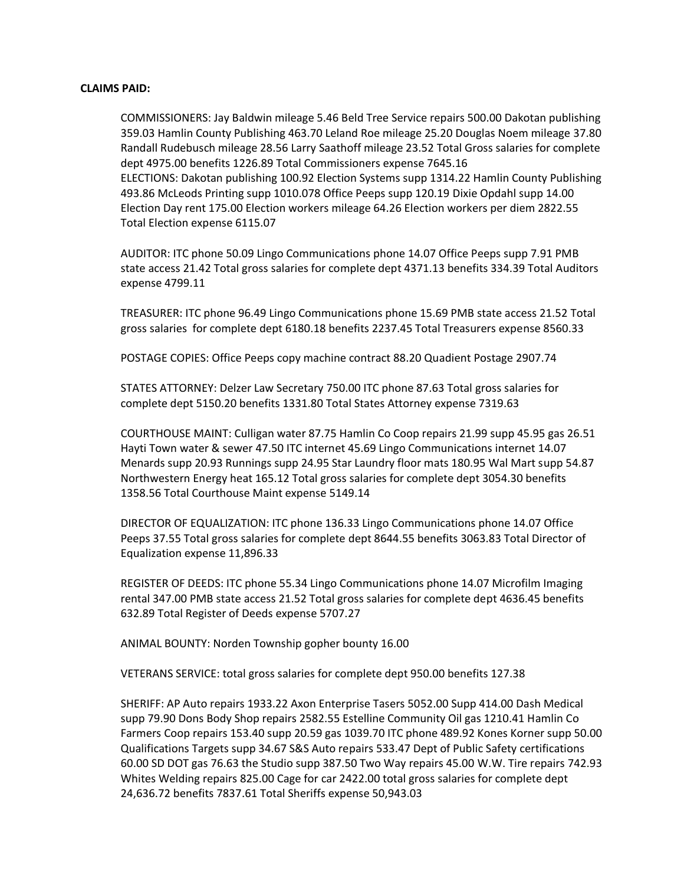**CLAIMS PAID:**

COMMISSIONERS: Jay Baldwin mileage 5.46 Beld Tree Service repairs 500.00 Dakotan publishing 359.03 Hamlin County Publishing 463.70 Leland Roe mileage 25.20 Douglas Noem mileage 37.80 Randall Rudebusch mileage 28.56 Larry Saathoff mileage 23.52 Total Gross salaries for complete dept 4975.00 benefits 1226.89 Total Commissioners expense 7645.16
ELECTIONS: Dakotan publishing 100.92 Election Systems supp 1314.22 Hamlin County Publishing 493.86 McLeods Printing supp 1010.078 Office Peeps supp 120.19 Dixie Opdahl supp 14.00 Election Day rent 175.00 Election workers mileage 64.26 Election workers per diem 2822.55 Total Election expense 6115.07

AUDITOR: ITC phone 50.09 Lingo Communications phone 14.07 Office Peeps supp 7.91 PMB state access 21.42 Total gross salaries for complete dept 4371.13 benefits 334.39 Total Auditors expense 4799.11

TREASURER: ITC phone 96.49 Lingo Communications phone 15.69 PMB state access 21.52 Total gross salaries for complete dept 6180.18 benefits 2237.45 Total Treasurers expense 8560.33

POSTAGE COPIES: Office Peeps copy machine contract 88.20 Quadient Postage 2907.74

STATES ATTORNEY: Delzer Law Secretary 750.00 ITC phone 87.63 Total gross salaries for complete dept 5150.20 benefits 1331.80 Total States Attorney expense 7319.63

COURTHOUSE MAINT: Culligan water 87.75 Hamlin Co Coop repairs 21.99 supp 45.95 gas 26.51 Hayti Town water & sewer 47.50 ITC internet 45.69 Lingo Communications internet 14.07 Menards supp 20.93 Runnings supp 24.95 Star Laundry floor mats 180.95 Wal Mart supp 54.87 Northwestern Energy heat 165.12 Total gross salaries for complete dept 3054.30 benefits 1358.56 Total Courthouse Maint expense 5149.14

DIRECTOR OF EQUALIZATION: ITC phone 136.33 Lingo Communications phone 14.07 Office Peeps 37.55 Total gross salaries for complete dept 8644.55 benefits 3063.83 Total Director of Equalization expense 11,896.33

REGISTER OF DEEDS: ITC phone 55.34 Lingo Communications phone 14.07 Microfilm Imaging rental 347.00 PMB state access 21.52 Total gross salaries for complete dept 4636.45 benefits 632.89 Total Register of Deeds expense 5707.27

ANIMAL BOUNTY: Norden Township gopher bounty 16.00

VETERANS SERVICE: total gross salaries for complete dept 950.00 benefits 127.38

SHERIFF: AP Auto repairs 1933.22 Axon Enterprise Tasers 5052.00 Supp 414.00 Dash Medical supp 79.90 Dons Body Shop repairs 2582.55 Estelline Community Oil gas 1210.41 Hamlin Co Farmers Coop repairs 153.40 supp 20.59 gas 1039.70 ITC phone 489.92 Kones Korner supp 50.00 Qualifications Targets supp 34.67 S&S Auto repairs 533.47 Dept of Public Safety certifications 60.00 SD DOT gas 76.63 the Studio supp 387.50 Two Way repairs 45.00 W.W. Tire repairs 742.93 Whites Welding repairs 825.00 Cage for car 2422.00 total gross salaries for complete dept 24,636.72 benefits 7837.61 Total Sheriffs expense 50,943.03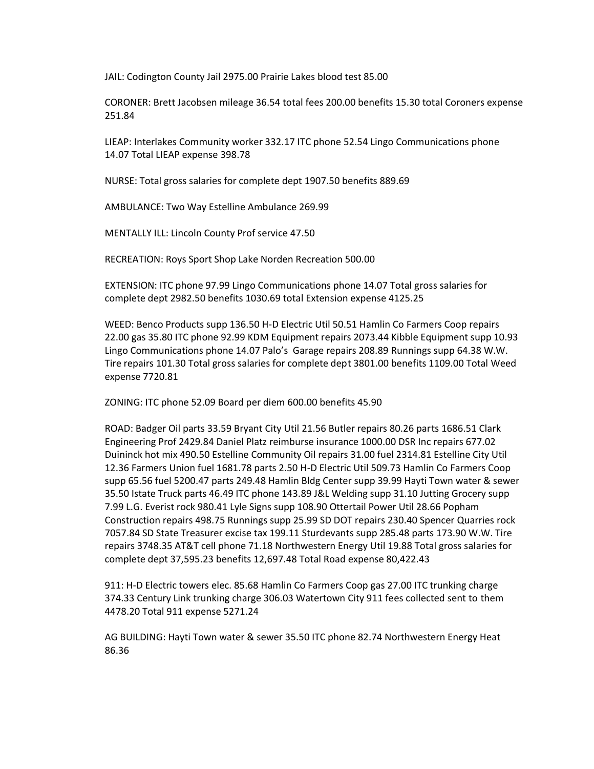JAIL: Codington County Jail 2975.00 Prairie Lakes blood test 85.00

CORONER: Brett Jacobsen mileage 36.54 total fees 200.00 benefits 15.30 total Coroners expense 251.84

LIEAP: Interlakes Community worker 332.17 ITC phone 52.54 Lingo Communications phone 14.07 Total LIEAP expense 398.78

NURSE: Total gross salaries for complete dept 1907.50 benefits 889.69

AMBULANCE: Two Way Estelline Ambulance 269.99

MENTALLY ILL: Lincoln County Prof service 47.50

RECREATION: Roys Sport Shop Lake Norden Recreation 500.00

EXTENSION: ITC phone 97.99 Lingo Communications phone 14.07 Total gross salaries for complete dept 2982.50 benefits 1030.69 total Extension expense 4125.25

WEED: Benco Products supp 136.50 H-D Electric Util 50.51 Hamlin Co Farmers Coop repairs 22.00 gas 35.80 ITC phone 92.99 KDM Equipment repairs 2073.44 Kibble Equipment supp 10.93 Lingo Communications phone 14.07 Palo's Garage repairs 208.89 Runnings supp 64.38 W.W. Tire repairs 101.30 Total gross salaries for complete dept 3801.00 benefits 1109.00 Total Weed expense 7720.81

ZONING: ITC phone 52.09 Board per diem 600.00 benefits 45.90

ROAD: Badger Oil parts 33.59 Bryant City Util 21.56 Butler repairs 80.26 parts 1686.51 Clark Engineering Prof 2429.84 Daniel Platz reimburse insurance 1000.00 DSR Inc repairs 677.02 Duininck hot mix 490.50 Estelline Community Oil repairs 31.00 fuel 2314.81 Estelline City Util 12.36 Farmers Union fuel 1681.78 parts 2.50 H-D Electric Util 509.73 Hamlin Co Farmers Coop supp 65.56 fuel 5200.47 parts 249.48 Hamlin Bldg Center supp 39.99 Hayti Town water & sewer 35.50 Istate Truck parts 46.49 ITC phone 143.89 J&L Welding supp 31.10 Jutting Grocery supp 7.99 L.G. Everist rock 980.41 Lyle Signs supp 108.90 Ottertail Power Util 28.66 Popham Construction repairs 498.75 Runnings supp 25.99 SD DOT repairs 230.40 Spencer Quarries rock 7057.84 SD State Treasurer excise tax 199.11 Sturdevants supp 285.48 parts 173.90 W.W. Tire repairs 3748.35 AT&T cell phone 71.18 Northwestern Energy Util 19.88 Total gross salaries for complete dept 37,595.23 benefits 12,697.48 Total Road expense 80,422.43

911: H-D Electric towers elec. 85.68 Hamlin Co Farmers Coop gas 27.00 ITC trunking charge 374.33 Century Link trunking charge 306.03 Watertown City 911 fees collected sent to them 4478.20 Total 911 expense 5271.24

AG BUILDING: Hayti Town water & sewer 35.50 ITC phone 82.74 Northwestern Energy Heat 86.36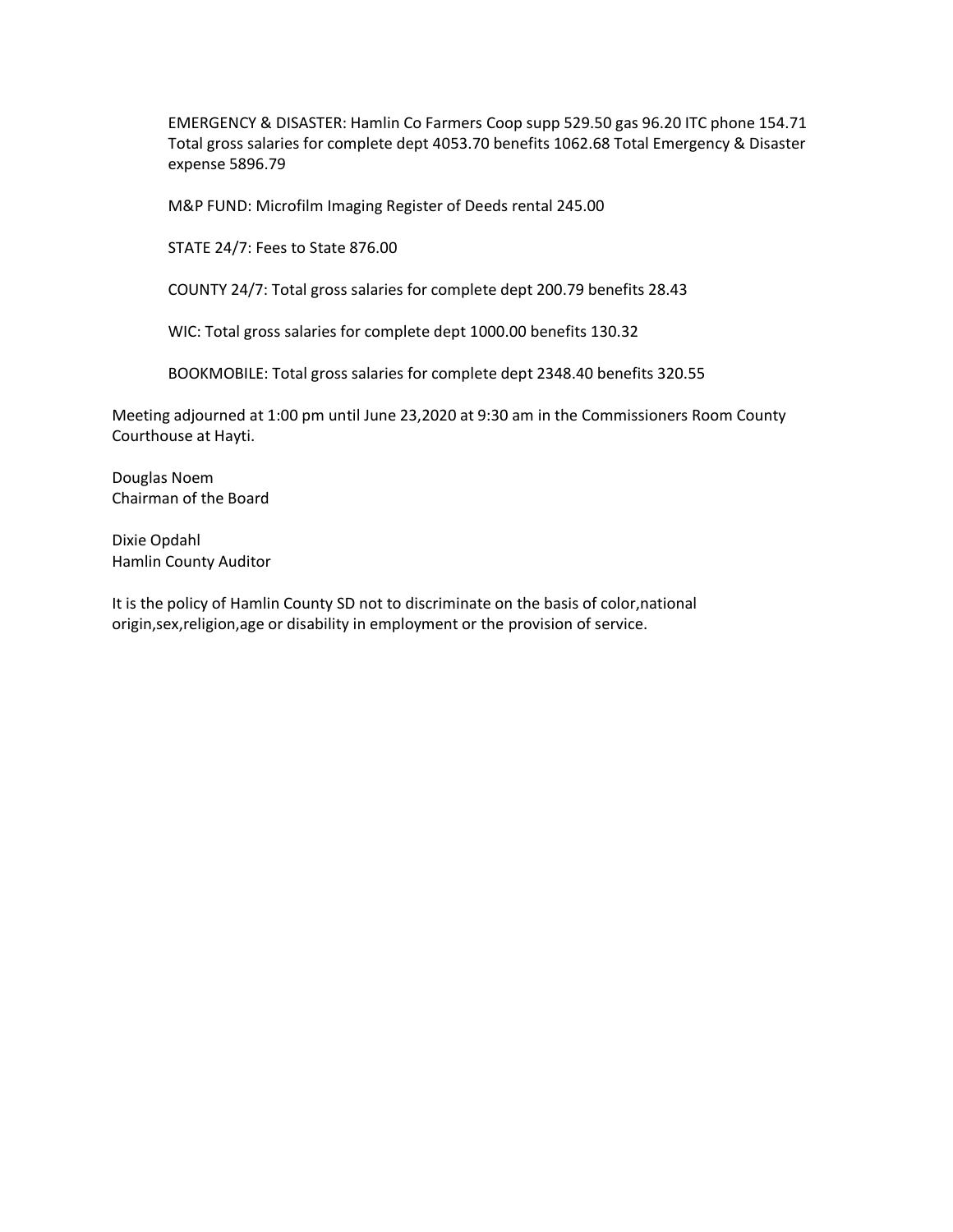EMERGENCY & DISASTER: Hamlin Co Farmers Coop supp 529.50 gas 96.20 ITC phone 154.71 Total gross salaries for complete dept 4053.70 benefits 1062.68 Total Emergency & Disaster expense 5896.79

M&P FUND: Microfilm Imaging Register of Deeds rental 245.00

STATE 24/7: Fees to State 876.00

COUNTY 24/7: Total gross salaries for complete dept 200.79 benefits 28.43

WIC: Total gross salaries for complete dept 1000.00 benefits 130.32

BOOKMOBILE: Total gross salaries for complete dept 2348.40 benefits 320.55

Meeting adjourned at 1:00 pm until June 23,2020 at 9:30 am in the Commissioners Room County Courthouse at Hayti.

Douglas Noem
Chairman of the Board

Dixie Opdahl
Hamlin County Auditor

It is the policy of Hamlin County SD not to discriminate on the basis of color,national origin,sex,religion,age or disability in employment or the provision of service.